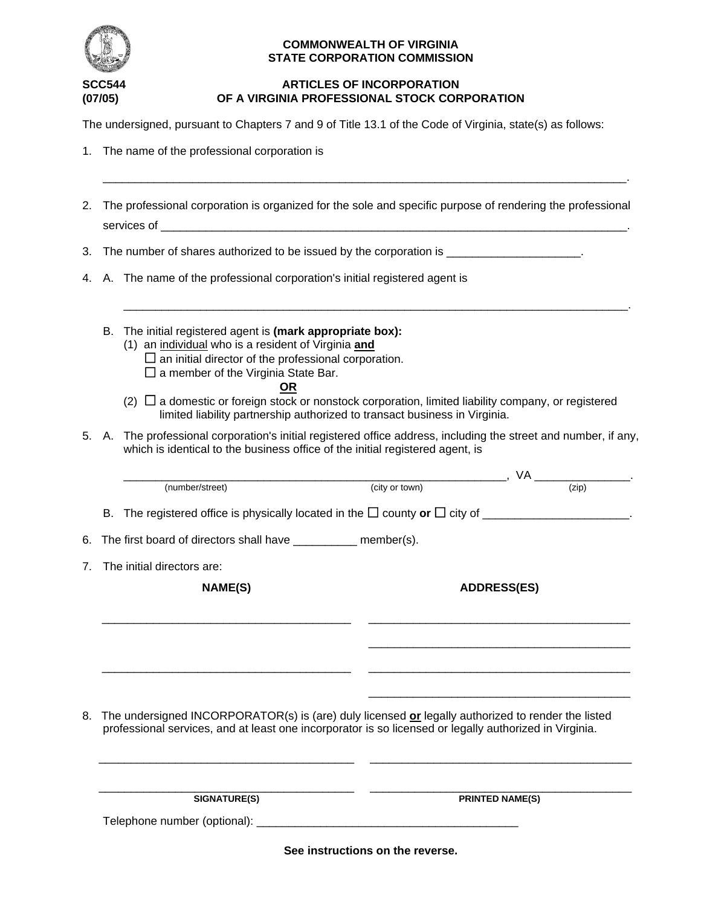**COMMONWEALTH OF VIRGINIA**
**STATE CORPORATION COMMISSION**

**SCC544**
**(07/05)**

# ARTICLES OF INCORPORATION OF A VIRGINIA PROFESSIONAL STOCK CORPORATION

The undersigned, pursuant to Chapters 7 and 9 of Title 13.1 of the Code of Virginia, state(s) as follows:

1. The name of the professional corporation is

   _______________________________________________________________________________.

2. The professional corporation is organized for the sole and specific purpose of rendering the professional services of _______________________________________________________________________.

3. The number of shares authorized to be issued by the corporation is ____________________.

4. A. The name of the professional corporation's initial registered agent is

   ____________________________________________________________________________.

   B. The initial registered agent is **(mark appropriate box):**
   (1) an <u>individual</u> who is a resident of Virginia **<u>and</u>**
   ☐ an initial director of the professional corporation.
   ☐ a member of the Virginia State Bar.
   **<u>OR</u>**
   (2) ☐ a domestic or foreign stock or nonstock corporation, limited liability company, or registered limited liability partnership authorized to transact business in Virginia.

5. A. The professional corporation's initial registered office address, including the street and number, if any, which is identical to the business office of the initial registered agent, is

   __________________________________________________________, VA ______________.
   (number/street) (city or town) (zip)

   B. The registered office is physically located in the ☐ county **or** ☐ city of ______________________.

6. The first board of directors shall have __________ member(s).

7. The initial directors are:

| NAME(S) | ADDRESS(ES) |
|---|---|
| ______________________________________ | ________________________________________ |
| | ________________________________________ |
| ______________________________________ | ________________________________________ |
| | ________________________________________ |

8. The undersigned INCORPORATOR(s) is (are) duly licensed **<u>or</u>** legally authorized to render the listed professional services, and at least one incorporator is so licensed or legally authorized in Virginia.

| | |
|---|---|
| ________________________________________ | ________________________________________ |
| ________________________________________ | ________________________________________ |
| **SIGNATURE(S)** | **PRINTED NAME(S)** |

Telephone number (optional): ________________________________________

**See instructions on the reverse.**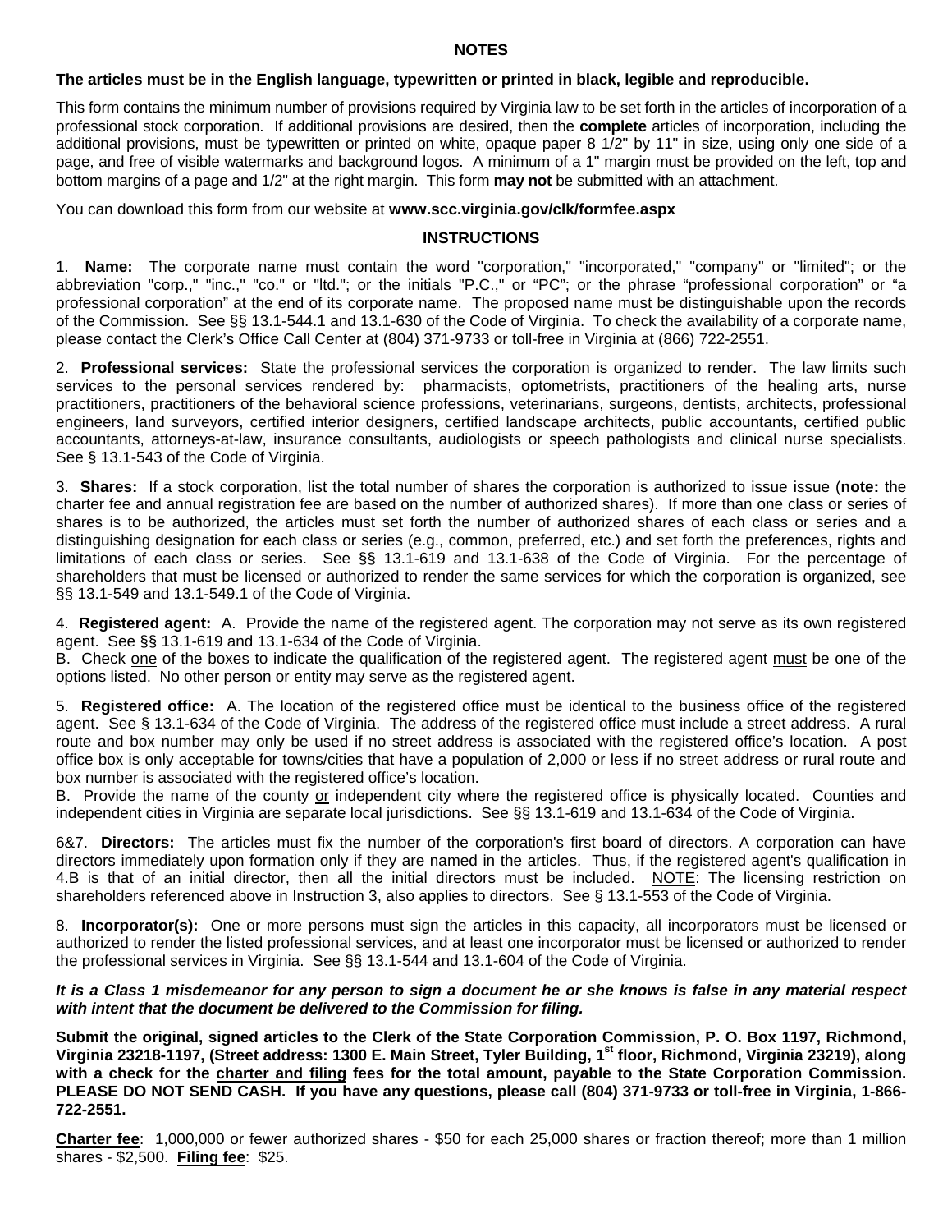## NOTES

**The articles must be in the English language, typewritten or printed in black, legible and reproducible.**

This form contains the minimum number of provisions required by Virginia law to be set forth in the articles of incorporation of a professional stock corporation. If additional provisions are desired, then the **complete** articles of incorporation, including the additional provisions, must be typewritten or printed on white, opaque paper 8 1/2" by 11" in size, using only one side of a page, and free of visible watermarks and background logos. A minimum of a 1" margin must be provided on the left, top and bottom margins of a page and 1/2" at the right margin. This form **may not** be submitted with an attachment.

You can download this form from our website at **www.scc.virginia.gov/clk/formfee.aspx**

## INSTRUCTIONS

1. **Name:** The corporate name must contain the word "corporation," "incorporated," "company" or "limited"; or the abbreviation "corp.," "inc.," "co." or "ltd."; or the initials "P.C.," or "PC"; or the phrase "professional corporation" or "a professional corporation" at the end of its corporate name. The proposed name must be distinguishable upon the records of the Commission. See §§ 13.1-544.1 and 13.1-630 of the Code of Virginia. To check the availability of a corporate name, please contact the Clerk's Office Call Center at (804) 371-9733 or toll-free in Virginia at (866) 722-2551.

2. **Professional services:** State the professional services the corporation is organized to render. The law limits such services to the personal services rendered by: pharmacists, optometrists, practitioners of the healing arts, nurse practitioners, practitioners of the behavioral science professions, veterinarians, surgeons, dentists, architects, professional engineers, land surveyors, certified interior designers, certified landscape architects, public accountants, certified public accountants, attorneys-at-law, insurance consultants, audiologists or speech pathologists and clinical nurse specialists. See § 13.1-543 of the Code of Virginia.

3. **Shares:** If a stock corporation, list the total number of shares the corporation is authorized to issue issue (**note:** the charter fee and annual registration fee are based on the number of authorized shares). If more than one class or series of shares is to be authorized, the articles must set forth the number of authorized shares of each class or series and a distinguishing designation for each class or series (e.g., common, preferred, etc.) and set forth the preferences, rights and limitations of each class or series. See §§ 13.1-619 and 13.1-638 of the Code of Virginia. For the percentage of shareholders that must be licensed or authorized to render the same services for which the corporation is organized, see §§ 13.1-549 and 13.1-549.1 of the Code of Virginia.

4. **Registered agent:** A. Provide the name of the registered agent. The corporation may not serve as its own registered agent. See §§ 13.1-619 and 13.1-634 of the Code of Virginia.
B. Check one of the boxes to indicate the qualification of the registered agent. The registered agent must be one of the options listed. No other person or entity may serve as the registered agent.

5. **Registered office:** A. The location of the registered office must be identical to the business office of the registered agent. See § 13.1-634 of the Code of Virginia. The address of the registered office must include a street address. A rural route and box number may only be used if no street address is associated with the registered office's location. A post office box is only acceptable for towns/cities that have a population of 2,000 or less if no street address or rural route and box number is associated with the registered office's location.
B. Provide the name of the county or independent city where the registered office is physically located. Counties and independent cities in Virginia are separate local jurisdictions. See §§ 13.1-619 and 13.1-634 of the Code of Virginia.

6&7. **Directors:** The articles must fix the number of the corporation's first board of directors. A corporation can have directors immediately upon formation only if they are named in the articles. Thus, if the registered agent's qualification in 4.B is that of an initial director, then all the initial directors must be included. NOTE: The licensing restriction on shareholders referenced above in Instruction 3, also applies to directors. See § 13.1-553 of the Code of Virginia.

8. **Incorporator(s):** One or more persons must sign the articles in this capacity, all incorporators must be licensed or authorized to render the listed professional services, and at least one incorporator must be licensed or authorized to render the professional services in Virginia. See §§ 13.1-544 and 13.1-604 of the Code of Virginia.

***It is a Class 1 misdemeanor for any person to sign a document he or she knows is false in any material respect with intent that the document be delivered to the Commission for filing.***

**Submit the original, signed articles to the Clerk of the State Corporation Commission, P. O. Box 1197, Richmond, Virginia 23218-1197, (Street address: 1300 E. Main Street, Tyler Building, 1st floor, Richmond, Virginia 23219), along with a check for the charter and filing fees for the total amount, payable to the State Corporation Commission. PLEASE DO NOT SEND CASH. If you have any questions, please call (804) 371-9733 or toll-free in Virginia, 1-866-722-2551.**

**Charter fee**: 1,000,000 or fewer authorized shares - $50 for each 25,000 shares or fraction thereof; more than 1 million shares - $2,500. **Filing fee**: $25.